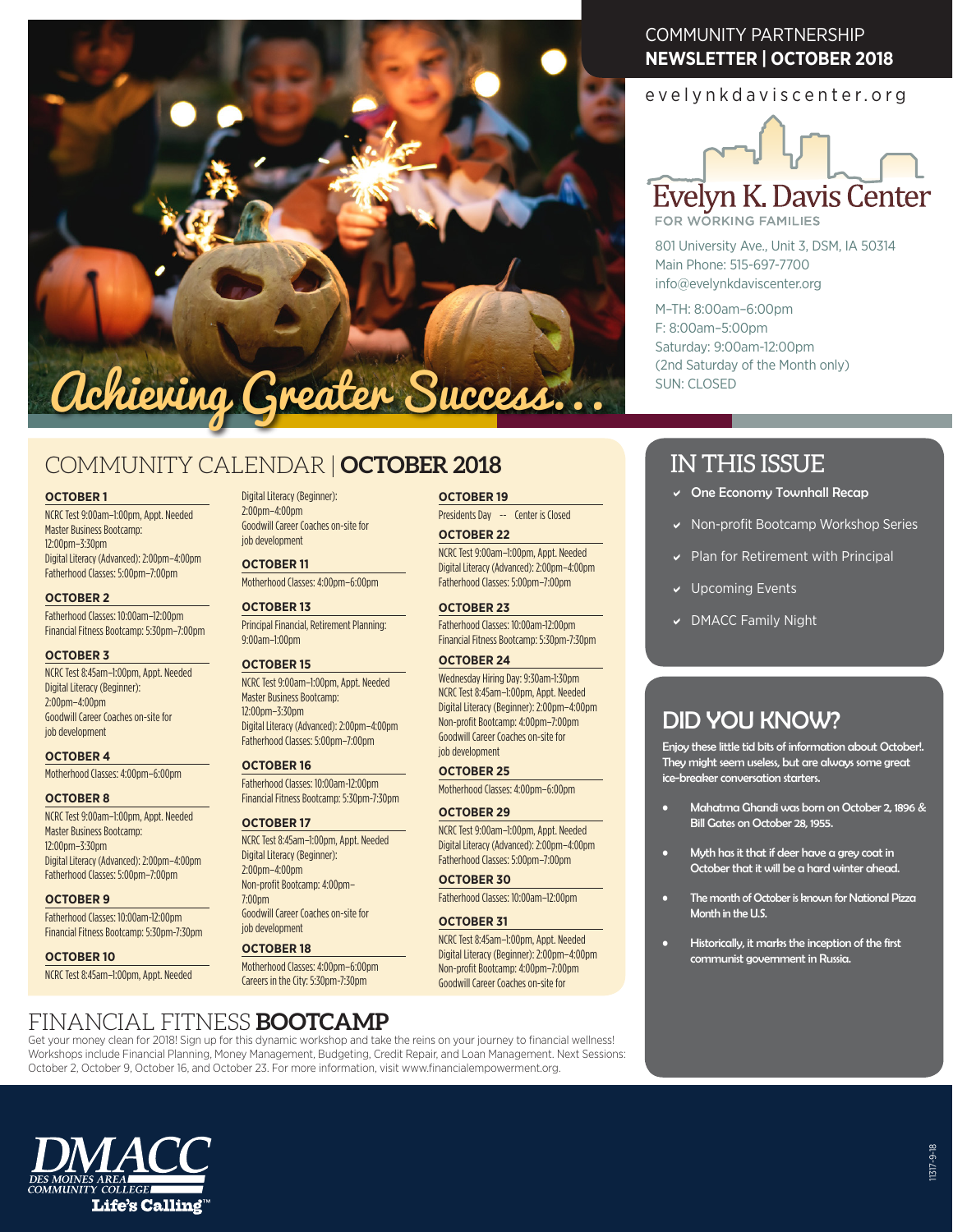COMMUNITY PARTNERSHIP
**NEWSLETTER | OCTOBER 2018**

evelynkdaviscenter.org

# Evelyn K. Davis Center
FOR WORKING FAMILIES

801 University Ave., Unit 3, DSM, IA 50314
Main Phone: 515-697-7700
info@evelynkdaviscenter.org

M–TH: 8:00am–6:00pm
F: 8:00am–5:00pm
Saturday: 9:00am-12:00pm
(2nd Saturday of the Month only)
SUN: CLOSED

*Achieving Greater Success...*

## COMMUNITY CALENDAR | OCTOBER 2018

**OCTOBER 1**
NCRC Test 9:00am–1:00pm, Appt. Needed
Master Business Bootcamp: 12:00pm–3:30pm
Digital Literacy (Advanced): 2:00pm–4:00pm
Fatherhood Classes: 5:00pm–7:00pm

**OCTOBER 2**
Fatherhood Classes: 10:00am–12:00pm
Financial Fitness Bootcamp: 5:30pm–7:00pm

**OCTOBER 3**
NCRC Test 8:45am–1:00pm, Appt. Needed
Digital Literacy (Beginner): 2:00pm–4:00pm
Goodwill Career Coaches on-site for job development

**OCTOBER 4**
Motherhood Classes: 4:00pm–6:00pm

**OCTOBER 8**
NCRC Test 9:00am–1:00pm, Appt. Needed
Master Business Bootcamp: 12:00pm–3:30pm
Digital Literacy (Advanced): 2:00pm–4:00pm
Fatherhood Classes: 5:00pm–7:00pm

**OCTOBER 9**
Fatherhood Classes: 10:00am-12:00pm
Financial Fitness Bootcamp: 5:30pm-7:30pm

**OCTOBER 10**
NCRC Test 8:45am–1:00pm, Appt. Needed
Digital Literacy (Beginner): 2:00pm–4:00pm
Goodwill Career Coaches on-site for job development

**OCTOBER 11**
Motherhood Classes: 4:00pm–6:00pm

**OCTOBER 13**
Principal Financial, Retirement Planning: 9:00am–1:00pm

**OCTOBER 15**
NCRC Test 9:00am–1:00pm, Appt. Needed
Master Business Bootcamp: 12:00pm–3:30pm
Digital Literacy (Advanced): 2:00pm–4:00pm
Fatherhood Classes: 5:00pm–7:00pm

**OCTOBER 16**
Fatherhood Classes: 10:00am-12:00pm
Financial Fitness Bootcamp: 5:30pm-7:30pm

**OCTOBER 17**
NCRC Test 8:45am–1:00pm, Appt. Needed
Digital Literacy (Beginner): 2:00pm–4:00pm
Non-profit Bootcamp: 4:00pm–7:00pm
Goodwill Career Coaches on-site for job development

**OCTOBER 18**
Motherhood Classes: 4:00pm–6:00pm
Careers in the City: 5:30pm-7:30pm

**OCTOBER 19**
Presidents Day -- Center is Closed

**OCTOBER 22**
NCRC Test 9:00am–1:00pm, Appt. Needed
Digital Literacy (Advanced): 2:00pm–4:00pm
Fatherhood Classes: 5:00pm–7:00pm

**OCTOBER 23**
Fatherhood Classes: 10:00am-12:00pm
Financial Fitness Bootcamp: 5:30pm-7:30pm

**OCTOBER 24**
Wednesday Hiring Day: 9:30am-1:30pm
NCRC Test 8:45am–1:00pm, Appt. Needed
Digital Literacy (Beginner): 2:00pm–4:00pm
Non-profit Bootcamp: 4:00pm–7:00pm
Goodwill Career Coaches on-site for job development

**OCTOBER 25**
Motherhood Classes: 4:00pm–6:00pm

**OCTOBER 29**
NCRC Test 9:00am–1:00pm, Appt. Needed
Digital Literacy (Advanced): 2:00pm–4:00pm
Fatherhood Classes: 5:00pm–7:00pm

**OCTOBER 30**
Fatherhood Classes: 10:00am–12:00pm

**OCTOBER 31**
NCRC Test 8:45am–1:00pm, Appt. Needed
Digital Literacy (Beginner): 2:00pm–4:00pm
Non-profit Bootcamp: 4:00pm–7:00pm
Goodwill Career Coaches on-site for

## IN THIS ISSUE

- One Economy Townhall Recap
- Non-profit Bootcamp Workshop Series
- Plan for Retirement with Principal
- Upcoming Events
- DMACC Family Night

## DID YOU KNOW?

Enjoy these little tid bits of information about October!. They might seem useless, but are always some great ice-breaker conversation starters.

- Mahatma Ghandi was born on October 2, 1896 & Bill Gates on October 28, 1955.
- Myth has it that if deer have a grey coat in October that it will be a hard winter ahead.
- The month of October is known for National Pizza Month in the U.S.
- Historically, it marks the inception of the first communist government in Russia.

## FINANCIAL FITNESS BOOTCAMP

Get your money clean for 2018! Sign up for this dynamic workshop and take the reins on your journey to financial wellness! Workshops include Financial Planning, Money Management, Budgeting, Credit Repair, and Loan Management. Next Sessions: October 2, October 9, October 16, and October 23. For more information, visit www.financialempowerment.org.

DMACC
DES MOINES AREA COMMUNITY COLLEGE
Life's Calling™

11317-9-18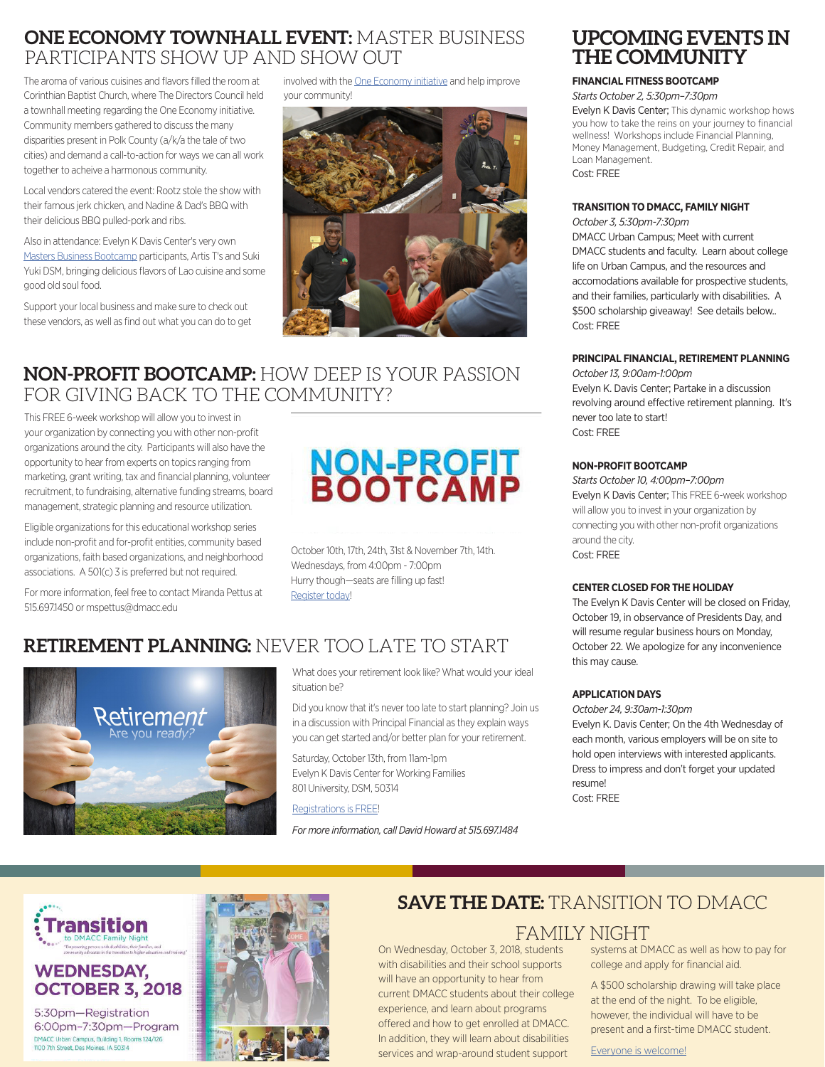## ONE ECONOMY TOWNHALL EVENT: MASTER BUSINESS PARTICIPANTS SHOW UP AND SHOW OUT

The aroma of various cuisines and flavors filled the room at Corinthian Baptist Church, where The Directors Council held a townhall meeting regarding the One Economy initiative. Community members gathered to discuss the many disparities present in Polk County (a/k/a the tale of two cities) and demand a call-to-action for ways we can all work together to acheive a harmonous community.

Local vendors catered the event: Rootz stole the show with their famous jerk chicken, and Nadine & Dad's BBQ with their delicious BBQ pulled-pork and ribs.

Also in attendance: Evelyn K Davis Center's very own Masters Business Bootcamp participants, Artis T's and Suki Yuki DSM, bringing delicious flavors of Lao cuisine and some good old soul food.

Support your local business and make sure to check out these vendors, as well as find out what you can do to get involved with the One Economy initiative and help improve your community!

## NON-PROFIT BOOTCAMP: HOW DEEP IS YOUR PASSION FOR GIVING BACK TO THE COMMUNITY?

This FREE 6-week workshop will allow you to invest in your organization by connecting you with other non-profit organizations around the city. Participants will also have the opportunity to hear from experts on topics ranging from marketing, grant writing, tax and financial planning, volunteer recruitment, to fundraising, alternative funding streams, board management, strategic planning and resource utilization.

Eligible organizations for this educational workshop series include non-profit and for-profit entities, community based organizations, faith based organizations, and neighborhood associations. A 501(c) 3 is preferred but not required.

For more information, feel free to contact Miranda Pettus at 515.697.1450 or mspettus@dmacc.edu

NON-PROFIT BOOTCAMP

October 10th, 17th, 24th, 31st & November 7th, 14th.
Wednesdays, from 4:00pm - 7:00pm
Hurry though—seats are filling up fast!
Register today!

## RETIREMENT PLANNING: NEVER TOO LATE TO START

Retirement
Are you ready?

What does your retirement look like? What would your ideal situation be?

Did you know that it's never too late to start planning? Join us in a discussion with Principal Financial as they explain ways you can get started and/or better plan for your retirement.

Saturday, October 13th, from 11am-1pm
Evelyn K Davis Center for Working Families
801 University, DSM, 50314

Registrations is FREE!

*For more information, call David Howard at 515.697.1484*

## UPCOMING EVENTS IN THE COMMUNITY

### FINANCIAL FITNESS BOOTCAMP

*Starts October 2, 5:30pm–7:30pm*

Evelyn K Davis Center; This dynamic workshop hows you how to take the reins on your journey to financial wellness! Workshops include Financial Planning, Money Management, Budgeting, Credit Repair, and Loan Management.

Cost: FREE

### TRANSITION TO DMACC, FAMILY NIGHT

*October 3, 5:30pm-7:30pm*

DMACC Urban Campus; Meet with current DMACC students and faculty. Learn about college life on Urban Campus, and the resources and accomodations available for prospective students, and their families, particularly with disabilities. A $500 scholarship giveaway! See details below..

Cost: FREE

### PRINCIPAL FINANCIAL, RETIREMENT PLANNING

*October 13, 9:00am-1:00pm*

Evelyn K. Davis Center; Partake in a discussion revolving around effective retirement planning. It's never too late to start!

Cost: FREE

### NON-PROFIT BOOTCAMP

*Starts October 10, 4:00pm–7:00pm*

Evelyn K Davis Center; This FREE 6-week workshop will allow you to invest in your organization by connecting you with other non-profit organizations around the city.

Cost: FREE

### CENTER CLOSED FOR THE HOLIDAY

The Evelyn K Davis Center will be closed on Friday, October 19, in observance of Presidents Day, and will resume regular business hours on Monday, October 22. We apologize for any inconvenience this may cause.

### APPLICATION DAYS

*October 24, 9:30am-1:30pm*

Evelyn K. Davis Center; On the 4th Wednesday of each month, various employers will be on site to hold open interviews with interested applicants. Dress to impress and don't forget your updated resume!

Cost: FREE

---

Transition to DMACC Family Night

"Empowering persons with disabilities, their families, and community advocates in the transition to higher education and training"

**WEDNESDAY, OCTOBER 3, 2018**

5:30pm—Registration
6:00pm-7:30pm—Program

DMACC Urban Campus, Building 1, Rooms 124/126
1100 7th Street, Des Moines, IA 50314

## SAVE THE DATE: TRANSITION TO DMACC FAMILY NIGHT

On Wednesday, October 3, 2018, students with disabilities and their school supports will have an opportunity to hear from current DMACC students about their college experience, and learn about programs offered and how to get enrolled at DMACC. In addition, they will learn about disabilities services and wrap-around student support systems at DMACC as well as how to pay for college and apply for financial aid.

A $500 scholarship drawing will take place at the end of the night. To be eligible, however, the individual will have to be present and a first-time DMACC student.

Everyone is welcome!